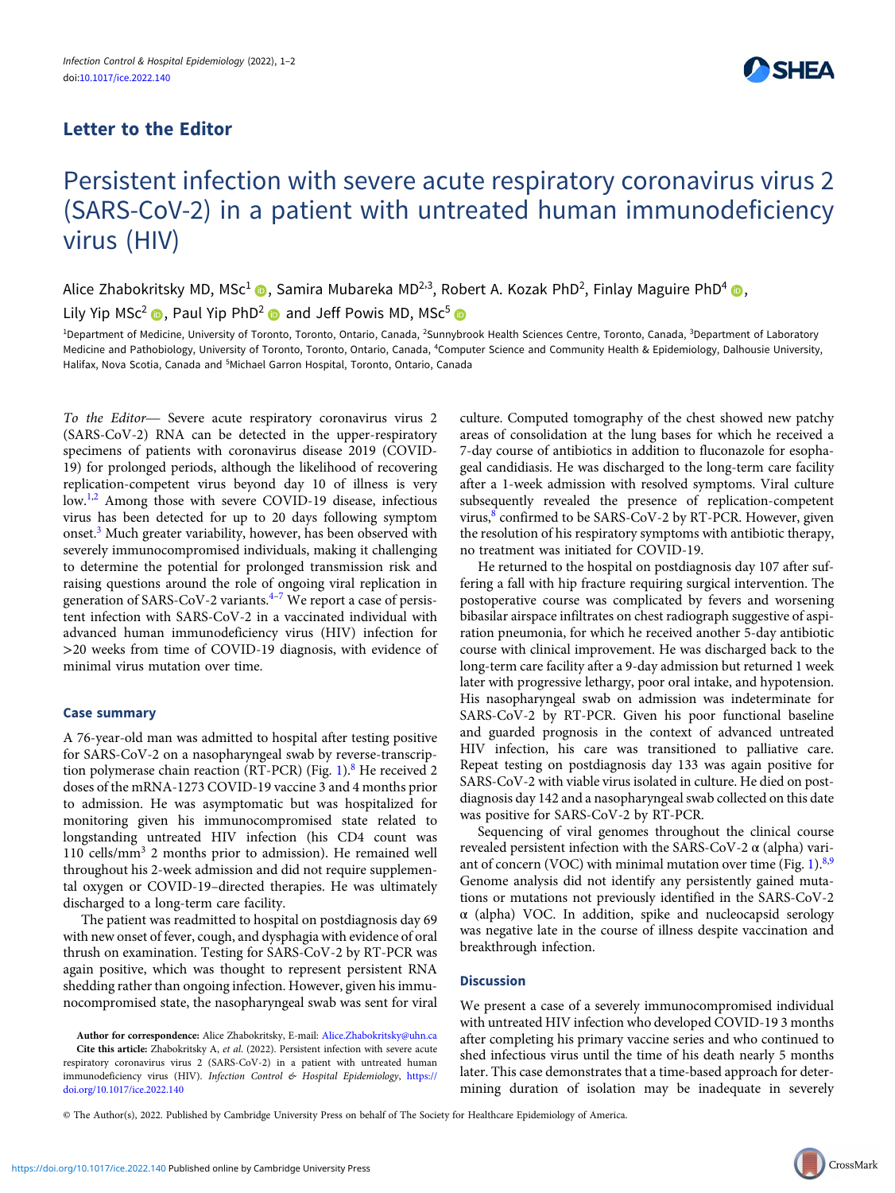Letter to the Editor

# Persistent infection with severe acute respiratory coronavirus virus 2 (SARS-CoV-2) in a patient with untreated human immunodeficiency virus (HIV)

Alice Zhabokritsky MD, MSc[1], Samira Mubareka MD[2,3], Robert A. Kozak PhD[2], Finlay Maguire PhD[4], Lily Yip MSc[2], Paul Yip PhD[2] and Jeff Powis MD, MSc[5]

[1]Department of Medicine, University of Toronto, Toronto, Ontario, Canada, [2]Sunnybrook Health Sciences Centre, Toronto, Canada, [3]Department of Laboratory Medicine and Pathobiology, University of Toronto, Toronto, Ontario, Canada, [4]Computer Science and Community Health & Epidemiology, Dalhousie University, Halifax, Nova Scotia, Canada and [5]Michael Garron Hospital, Toronto, Ontario, Canada

*To the Editor*— Severe acute respiratory coronavirus virus 2 (SARS-CoV-2) RNA can be detected in the upper-respiratory specimens of patients with coronavirus disease 2019 (COVID-19) for prolonged periods, although the likelihood of recovering replication-competent virus beyond day 10 of illness is very low.[1,2] Among those with severe COVID-19 disease, infectious virus has been detected for up to 20 days following symptom onset.[3] Much greater variability, however, has been observed with severely immunocompromised individuals, making it challenging to determine the potential for prolonged transmission risk and raising questions around the role of ongoing viral replication in generation of SARS-CoV-2 variants.[4–7] We report a case of persistent infection with SARS-CoV-2 in a vaccinated individual with advanced human immunodeficiency virus (HIV) infection for >20 weeks from time of COVID-19 diagnosis, with evidence of minimal virus mutation over time.

## Case summary

A 76-year-old man was admitted to hospital after testing positive for SARS-CoV-2 on a nasopharyngeal swab by reverse-transcription polymerase chain reaction (RT-PCR) (Fig. 1).[8] He received 2 doses of the mRNA-1273 COVID-19 vaccine 3 and 4 months prior to admission. He was asymptomatic but was hospitalized for monitoring given his immunocompromised state related to longstanding untreated HIV infection (his CD4 count was 110 cells/mm$^3$ 2 months prior to admission). He remained well throughout his 2-week admission and did not require supplemental oxygen or COVID-19–directed therapies. He was ultimately discharged to a long-term care facility.

The patient was readmitted to hospital on postdiagnosis day 69 with new onset of fever, cough, and dysphagia with evidence of oral thrush on examination. Testing for SARS-CoV-2 by RT-PCR was again positive, which was thought to represent persistent RNA shedding rather than ongoing infection. However, given his immunocompromised state, the nasopharyngeal swab was sent for viral culture. Computed tomography of the chest showed new patchy areas of consolidation at the lung bases for which he received a 7-day course of antibiotics in addition to fluconazole for esophageal candidiasis. He was discharged to the long-term care facility after a 1-week admission with resolved symptoms. Viral culture subsequently revealed the presence of replication-competent virus,[8] confirmed to be SARS-CoV-2 by RT-PCR. However, given the resolution of his respiratory symptoms with antibiotic therapy, no treatment was initiated for COVID-19.

He returned to the hospital on postdiagnosis day 107 after suffering a fall with hip fracture requiring surgical intervention. The postoperative course was complicated by fevers and worsening bibasilar airspace infiltrates on chest radiograph suggestive of aspiration pneumonia, for which he received another 5-day antibiotic course with clinical improvement. He was discharged back to the long-term care facility after a 9-day admission but returned 1 week later with progressive lethargy, poor oral intake, and hypotension. His nasopharyngeal swab on admission was indeterminate for SARS-CoV-2 by RT-PCR. Given his poor functional baseline and guarded prognosis in the context of advanced untreated HIV infection, his care was transitioned to palliative care. Repeat testing on postdiagnosis day 133 was again positive for SARS-CoV-2 with viable virus isolated in culture. He died on postdiagnosis day 142 and a nasopharyngeal swab collected on this date was positive for SARS-CoV-2 by RT-PCR.

Sequencing of viral genomes throughout the clinical course revealed persistent infection with the SARS-CoV-2 α (alpha) variant of concern (VOC) with minimal mutation over time (Fig. 1).[8,9] Genome analysis did not identify any persistently gained mutations or mutations not previously identified in the SARS-CoV-2 α (alpha) VOC. In addition, spike and nucleocapsid serology was negative late in the course of illness despite vaccination and breakthrough infection.

## Discussion

We present a case of a severely immunocompromised individual with untreated HIV infection who developed COVID-19 3 months after completing his primary vaccine series and who continued to shed infectious virus until the time of his death nearly 5 months later. This case demonstrates that a time-based approach for determining duration of isolation may be inadequate in severely

**Author for correspondence:** Alice Zhabokritsky, E-mail: Alice.Zhabokritsky@uhn.ca

**Cite this article:** Zhabokritsky A, *et al.* (2022). Persistent infection with severe acute respiratory coronavirus virus 2 (SARS-CoV-2) in a patient with untreated human immunodeficiency virus (HIV). *Infection Control & Hospital Epidemiology*, https://doi.org/10.1017/ice.2022.140

© The Author(s), 2022. Published by Cambridge University Press on behalf of The Society for Healthcare Epidemiology of America.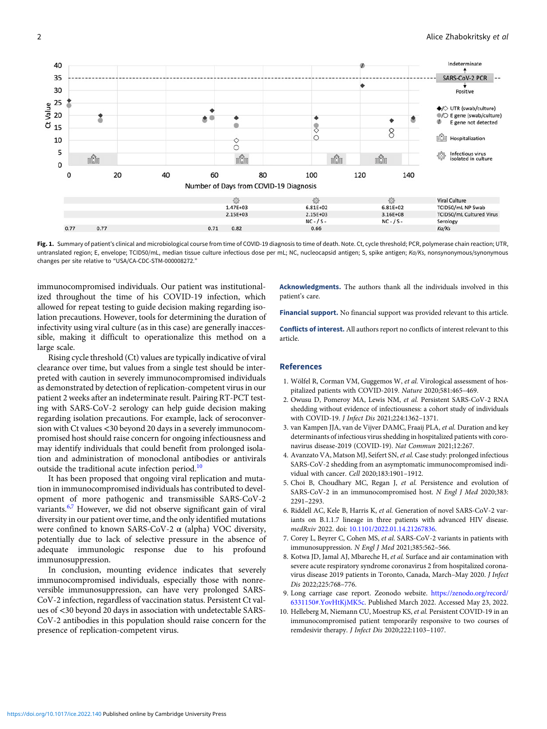40
35
30
25
20
15
10
5
0
Ct Value

0 20 40 60 80 100 120 140

Number of Days from COVID-19 Diagnosis

Indeterminate
SARS-CoV-2 PCR
Positive

◆/◇ UTR (swab/culture)
●/○ E gene (swab/culture)
E gene not detected

Hospitalization

Infectious virus isolated in culture

Viral Culture
TCID50/mL NP Swab: 1.47E+03, 6.81E+02, 6.81E+02
TCID50/mL Cultured Virus: 2.15E+03, 2.15E+03, 3.16E+08
Serology: NC - / S -, NC - / S -
Ka/Ks: 0.77, 0.77, 0.71, 0.82, 0.66

**Fig. 1.** Summary of patient's clinical and microbiological course from time of COVID-19 diagnosis to time of death. Note. Ct, cycle threshold; PCR, polymerase chain reaction; UTR, untranslated region; E, envelope; TCID50/mL, median tissue culture infectious dose per mL; NC, nucleocapsid antigen; S, spike antigen; *Ka/Ks*, nonsynonymous/synonymous changes per site relative to "USA/CA-CDC-STM-000008272."

immunocompromised individuals. Our patient was institutionalized throughout the time of his COVID-19 infection, which allowed for repeat testing to guide decision making regarding isolation precautions. However, tools for determining the duration of infectivity using viral culture (as in this case) are generally inaccessible, making it difficult to operationalize this method on a large scale.

Rising cycle threshold (Ct) values are typically indicative of viral clearance over time, but values from a single test should be interpreted with caution in severely immunocompromised individuals as demonstrated by detection of replication-competent virus in our patient 2 weeks after an indeterminate result. Pairing RT-PCT testing with SARS-CoV-2 serology can help guide decision making regarding isolation precautions. For example, lack of seroconversion with Ct values <30 beyond 20 days in a severely immunocompromised host should raise concern for ongoing infectiousness and may identify individuals that could benefit from prolonged isolation and administration of monoclonal antibodies or antivirals outside the traditional acute infection period.[10]

It has been proposed that ongoing viral replication and mutation in immunocompromised individuals has contributed to development of more pathogenic and transmissible SARS-CoV-2 variants.[6,7] However, we did not observe significant gain of viral diversity in our patient over time, and the only identified mutations were confined to known SARS-CoV-2 α (alpha) VOC diversity, potentially due to lack of selective pressure in the absence of adequate immunologic response due to his profound immunosuppression.

In conclusion, mounting evidence indicates that severely immunocompromised individuals, especially those with nonreversible immunosuppression, can have very prolonged SARS-CoV-2 infection, regardless of vaccination status. Persistent Ct values of <30 beyond 20 days in association with undetectable SARS-CoV-2 antibodies in this population should raise concern for the presence of replication-competent virus.

**Acknowledgments.** The authors thank all the individuals involved in this patient's care.

**Financial support.** No financial support was provided relevant to this article.

**Conflicts of interest.** All authors report no conflicts of interest relevant to this article.

## References

1. Wölfel R, Corman VM, Guggemos W, *et al.* Virological assessment of hospitalized patients with COVID-2019. *Nature* 2020;581:465–469.
2. Owusu D, Pomeroy MA, Lewis NM, *et al.* Persistent SARS-CoV-2 RNA shedding without evidence of infectiousness: a cohort study of individuals with COVID-19. *J Infect Dis* 2021;224:1362–1371.
3. van Kampen JJA, van de Vijver DAMC, Fraaij PLA, *et al.* Duration and key determinants of infectious virus shedding in hospitalized patients with coronavirus disease-2019 (COVID-19). *Nat Commun* 2021;12:267.
4. Avanzato VA, Matson MJ, Seifert SN, *et al.* Case study: prolonged infectious SARS-CoV-2 shedding from an asymptomatic immunocompromised individual with cancer. *Cell* 2020;183:1901–1912.
5. Choi B, Choudhary MC, Regan J, *et al.* Persistence and evolution of SARS-CoV-2 in an immunocompromised host. *N Engl J Med* 2020;383:2291–2293.
6. Riddell AC, Kele B, Harris K, *et al.* Generation of novel SARS-CoV-2 variants on B.1.1.7 lineage in three patients with advanced HIV disease. *medRxiv* 2022. doi: 10.1101/2022.01.14.21267836.
7. Corey L, Beyrer C, Cohen MS, *et al.* SARS-CoV-2 variants in patients with immunosuppression. *N Engl J Med* 2021;385:562–566.
8. Kotwa JD, Jamal AJ, Mbareche H, *et al.* Surface and air contamination with severe acute respiratory syndrome coronavirus 2 from hospitalized coronavirus disease 2019 patients in Toronto, Canada, March–May 2020. *J Infect Dis* 2022;225:768–776.
9. Long carriage case report. Zeonodo website. https://zenodo.org/record/6331150#.YovHtKjMK5c. Published March 2022. Accessed May 23, 2022.
10. Helleberg M, Niemann CU, Moestrup KS, *et al.* Persistent COVID-19 in an immunocompromised patient temporarily responsive to two courses of remdesivir therapy. *J Infect Dis* 2020;222:1103–1107.